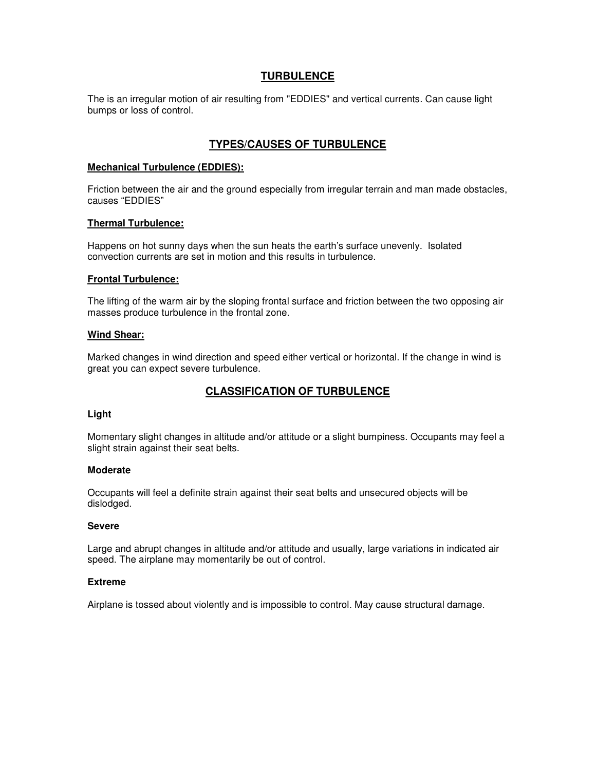# TURBULENCE

The is an irregular motion of air resulting from "EDDIES" and vertical currents. Can cause light bumps or loss of control.

## TYPES/CAUSES OF TURBULENCE

### Mechanical Turbulence (EDDIES):

Friction between the air and the ground especially from irregular terrain and man made obstacles, causes “EDDIES”

### Thermal Turbulence:

Happens on hot sunny days when the sun heats the earth’s surface unevenly. Isolated convection currents are set in motion and this results in turbulence.

### Frontal Turbulence:

The lifting of the warm air by the sloping frontal surface and friction between the two opposing air masses produce turbulence in the frontal zone.

### Wind Shear:

Marked changes in wind direction and speed either vertical or horizontal. If the change in wind is great you can expect severe turbulence.

## CLASSIFICATION OF TURBULENCE

**Light**

Momentary slight changes in altitude and/or attitude or a slight bumpiness. Occupants may feel a slight strain against their seat belts.

**Moderate**

Occupants will feel a definite strain against their seat belts and unsecured objects will be dislodged.

**Severe**

Large and abrupt changes in altitude and/or attitude and usually, large variations in indicated air speed. The airplane may momentarily be out of control.

**Extreme**

Airplane is tossed about violently and is impossible to control. May cause structural damage.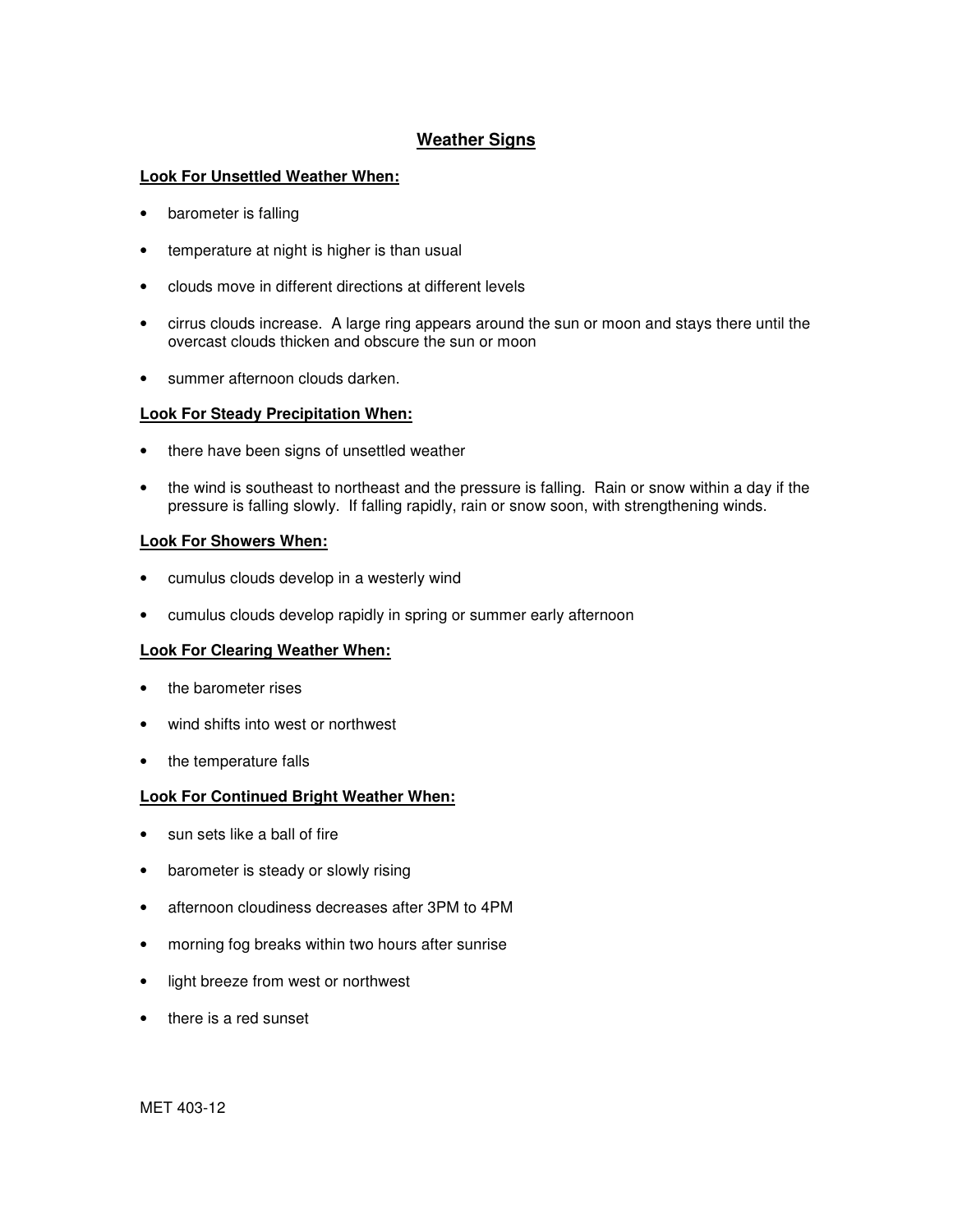# Weather Signs

**Look For Unsettled Weather When:**

- barometer is falling
- temperature at night is higher is than usual
- clouds move in different directions at different levels
- cirrus clouds increase. A large ring appears around the sun or moon and stays there until the overcast clouds thicken and obscure the sun or moon
- summer afternoon clouds darken.

**Look For Steady Precipitation When:**

- there have been signs of unsettled weather
- the wind is southeast to northeast and the pressure is falling. Rain or snow within a day if the pressure is falling slowly. If falling rapidly, rain or snow soon, with strengthening winds.

**Look For Showers When:**

- cumulus clouds develop in a westerly wind
- cumulus clouds develop rapidly in spring or summer early afternoon

**Look For Clearing Weather When:**

- the barometer rises
- wind shifts into west or northwest
- the temperature falls

**Look For Continued Bright Weather When:**

- sun sets like a ball of fire
- barometer is steady or slowly rising
- afternoon cloudiness decreases after 3PM to 4PM
- morning fog breaks within two hours after sunrise
- light breeze from west or northwest
- there is a red sunset

MET 403-12